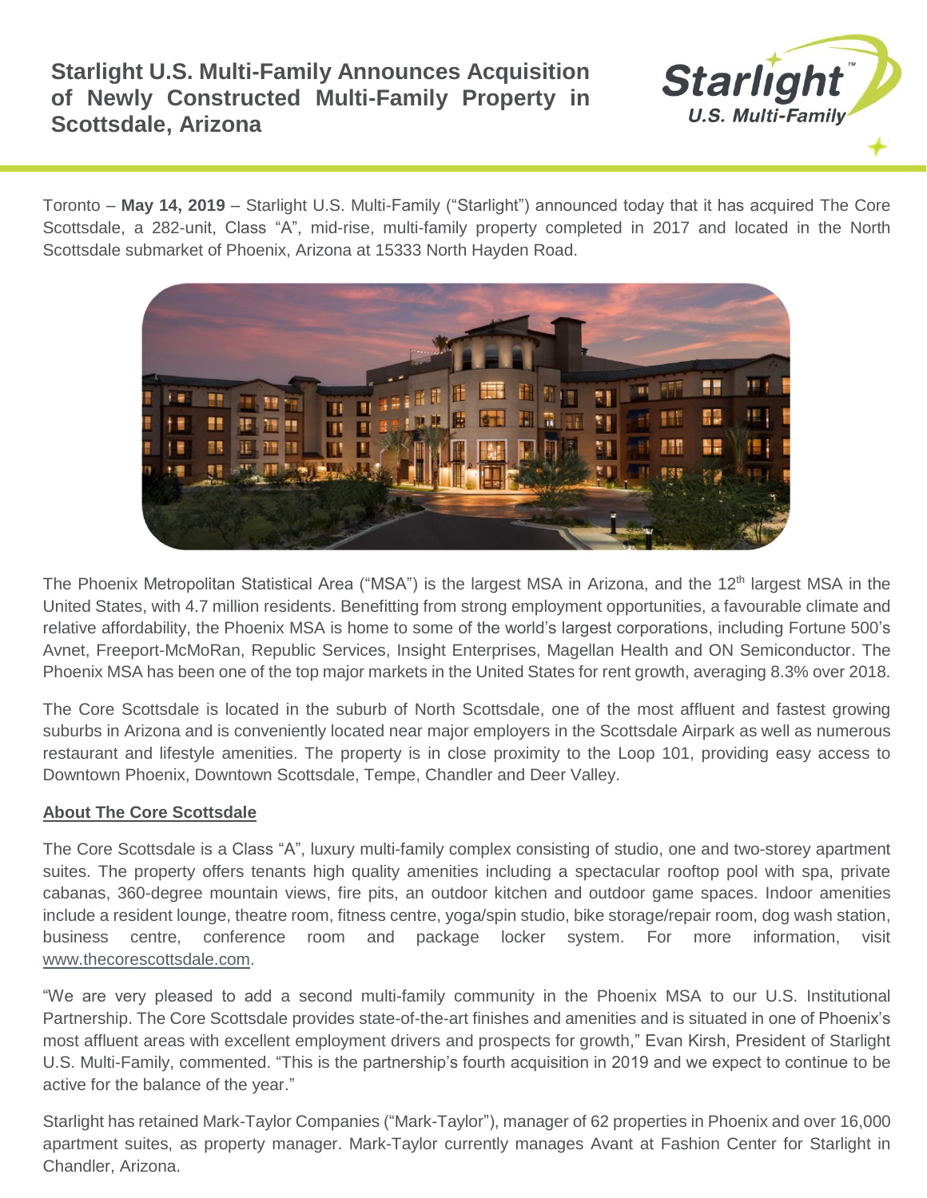# Starlight U.S. Multi-Family Announces Acquisition of Newly Constructed Multi-Family Property in Scottsdale, Arizona

Toronto – **May 14, 2019** – Starlight U.S. Multi-Family ("Starlight") announced today that it has acquired The Core Scottsdale, a 282-unit, Class "A", mid-rise, multi-family property completed in 2017 and located in the North Scottsdale submarket of Phoenix, Arizona at 15333 North Hayden Road.

The Phoenix Metropolitan Statistical Area ("MSA") is the largest MSA in Arizona, and the 12th largest MSA in the United States, with 4.7 million residents. Benefitting from strong employment opportunities, a favourable climate and relative affordability, the Phoenix MSA is home to some of the world's largest corporations, including Fortune 500's Avnet, Freeport-McMoRan, Republic Services, Insight Enterprises, Magellan Health and ON Semiconductor. The Phoenix MSA has been one of the top major markets in the United States for rent growth, averaging 8.3% over 2018.

The Core Scottsdale is located in the suburb of North Scottsdale, one of the most affluent and fastest growing suburbs in Arizona and is conveniently located near major employers in the Scottsdale Airpark as well as numerous restaurant and lifestyle amenities. The property is in close proximity to the Loop 101, providing easy access to Downtown Phoenix, Downtown Scottsdale, Tempe, Chandler and Deer Valley.

## About The Core Scottsdale

The Core Scottsdale is a Class "A", luxury multi-family complex consisting of studio, one and two-storey apartment suites. The property offers tenants high quality amenities including a spectacular rooftop pool with spa, private cabanas, 360-degree mountain views, fire pits, an outdoor kitchen and outdoor game spaces. Indoor amenities include a resident lounge, theatre room, fitness centre, yoga/spin studio, bike storage/repair room, dog wash station, business centre, conference room and package locker system. For more information, visit www.thecorescottsdale.com.

"We are very pleased to add a second multi-family community in the Phoenix MSA to our U.S. Institutional Partnership. The Core Scottsdale provides state-of-the-art finishes and amenities and is situated in one of Phoenix's most affluent areas with excellent employment drivers and prospects for growth," Evan Kirsh, President of Starlight U.S. Multi-Family, commented. "This is the partnership's fourth acquisition in 2019 and we expect to continue to be active for the balance of the year."

Starlight has retained Mark-Taylor Companies ("Mark-Taylor"), manager of 62 properties in Phoenix and over 16,000 apartment suites, as property manager. Mark-Taylor currently manages Avant at Fashion Center for Starlight in Chandler, Arizona.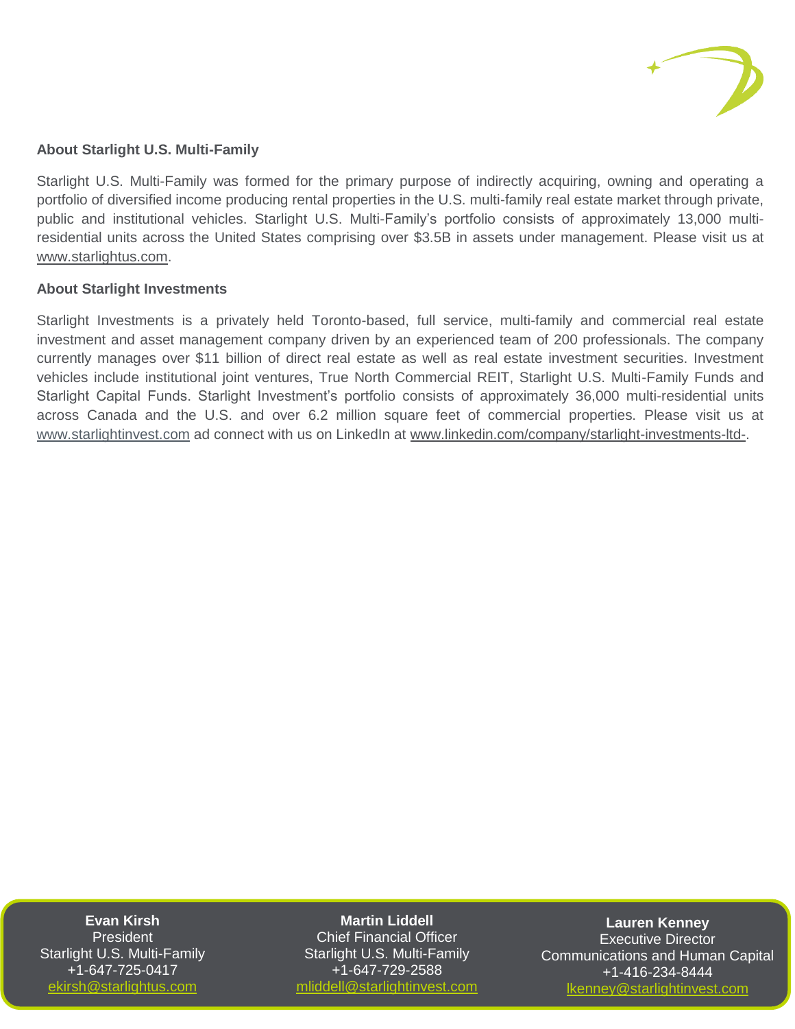**About Starlight U.S. Multi-Family**

Starlight U.S. Multi-Family was formed for the primary purpose of indirectly acquiring, owning and operating a portfolio of diversified income producing rental properties in the U.S. multi-family real estate market through private, public and institutional vehicles. Starlight U.S. Multi-Family's portfolio consists of approximately 13,000 multi-residential units across the United States comprising over $3.5B in assets under management. Please visit us at www.starlightus.com.

**About Starlight Investments**

Starlight Investments is a privately held Toronto-based, full service, multi-family and commercial real estate investment and asset management company driven by an experienced team of 200 professionals. The company currently manages over $11 billion of direct real estate as well as real estate investment securities. Investment vehicles include institutional joint ventures, True North Commercial REIT, Starlight U.S. Multi-Family Funds and Starlight Capital Funds. Starlight Investment's portfolio consists of approximately 36,000 multi-residential units across Canada and the U.S. and over 6.2 million square feet of commercial properties. Please visit us at www.starlightinvest.com ad connect with us on LinkedIn at www.linkedin.com/company/starlight-investments-ltd-.

**Evan Kirsh**
President
Starlight U.S. Multi-Family
+1-647-725-0417
ekirsh@starlightus.com

**Martin Liddell**
Chief Financial Officer
Starlight U.S. Multi-Family
+1-647-729-2588
mliddell@starlightinvest.com

**Lauren Kenney**
Executive Director
Communications and Human Capital
+1-416-234-8444
lkenney@starlightinvest.com